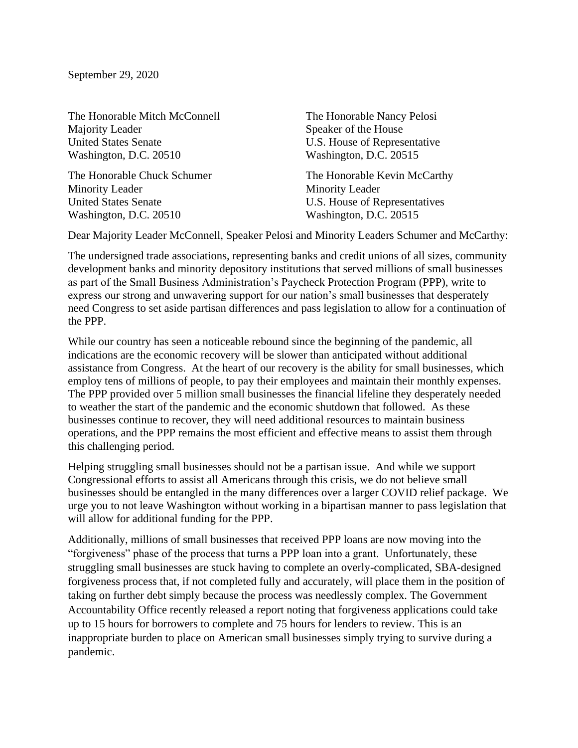September 29, 2020

The Honorable Mitch McConnell
Majority Leader
United States Senate
Washington, D.C. 20510

The Honorable Nancy Pelosi
Speaker of the House
U.S. House of Representative
Washington, D.C. 20515

The Honorable Chuck Schumer
Minority Leader
United States Senate
Washington, D.C. 20510

The Honorable Kevin McCarthy
Minority Leader
U.S. House of Representatives
Washington, D.C. 20515

Dear Majority Leader McConnell, Speaker Pelosi and Minority Leaders Schumer and McCarthy:

The undersigned trade associations, representing banks and credit unions of all sizes, community development banks and minority depository institutions that served millions of small businesses as part of the Small Business Administration's Paycheck Protection Program (PPP), write to express our strong and unwavering support for our nation's small businesses that desperately need Congress to set aside partisan differences and pass legislation to allow for a continuation of the PPP.

While our country has seen a noticeable rebound since the beginning of the pandemic, all indications are the economic recovery will be slower than anticipated without additional assistance from Congress. At the heart of our recovery is the ability for small businesses, which employ tens of millions of people, to pay their employees and maintain their monthly expenses. The PPP provided over 5 million small businesses the financial lifeline they desperately needed to weather the start of the pandemic and the economic shutdown that followed. As these businesses continue to recover, they will need additional resources to maintain business operations, and the PPP remains the most efficient and effective means to assist them through this challenging period.

Helping struggling small businesses should not be a partisan issue. And while we support Congressional efforts to assist all Americans through this crisis, we do not believe small businesses should be entangled in the many differences over a larger COVID relief package. We urge you to not leave Washington without working in a bipartisan manner to pass legislation that will allow for additional funding for the PPP.

Additionally, millions of small businesses that received PPP loans are now moving into the "forgiveness" phase of the process that turns a PPP loan into a grant. Unfortunately, these struggling small businesses are stuck having to complete an overly-complicated, SBA-designed forgiveness process that, if not completed fully and accurately, will place them in the position of taking on further debt simply because the process was needlessly complex. The Government Accountability Office recently released a report noting that forgiveness applications could take up to 15 hours for borrowers to complete and 75 hours for lenders to review. This is an inappropriate burden to place on American small businesses simply trying to survive during a pandemic.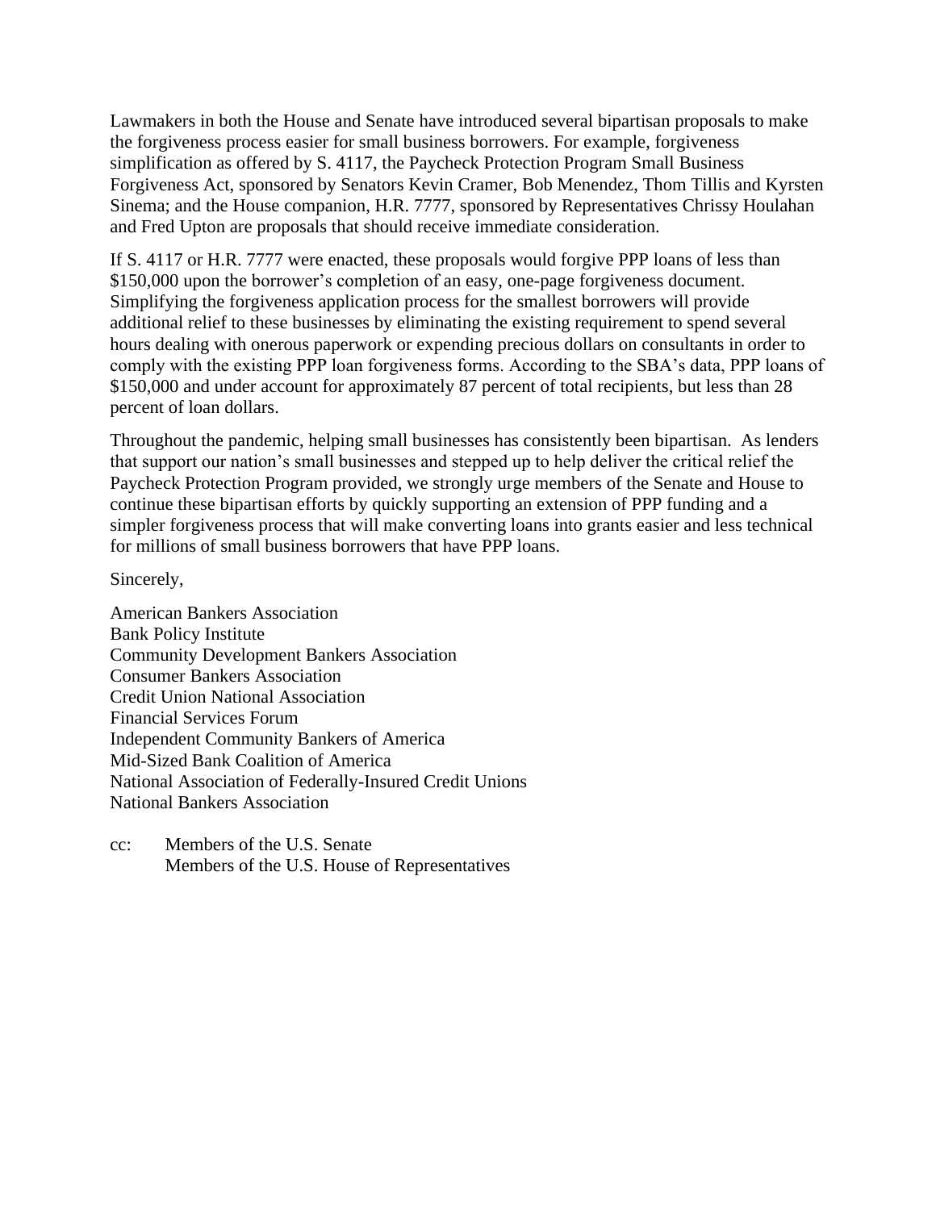Lawmakers in both the House and Senate have introduced several bipartisan proposals to make the forgiveness process easier for small business borrowers. For example, forgiveness simplification as offered by S. 4117, the Paycheck Protection Program Small Business Forgiveness Act, sponsored by Senators Kevin Cramer, Bob Menendez, Thom Tillis and Kyrsten Sinema; and the House companion, H.R. 7777, sponsored by Representatives Chrissy Houlahan and Fred Upton are proposals that should receive immediate consideration.

If S. 4117 or H.R. 7777 were enacted, these proposals would forgive PPP loans of less than $150,000 upon the borrower's completion of an easy, one-page forgiveness document. Simplifying the forgiveness application process for the smallest borrowers will provide additional relief to these businesses by eliminating the existing requirement to spend several hours dealing with onerous paperwork or expending precious dollars on consultants in order to comply with the existing PPP loan forgiveness forms. According to the SBA's data, PPP loans of $150,000 and under account for approximately 87 percent of total recipients, but less than 28 percent of loan dollars.

Throughout the pandemic, helping small businesses has consistently been bipartisan. As lenders that support our nation's small businesses and stepped up to help deliver the critical relief the Paycheck Protection Program provided, we strongly urge members of the Senate and House to continue these bipartisan efforts by quickly supporting an extension of PPP funding and a simpler forgiveness process that will make converting loans into grants easier and less technical for millions of small business borrowers that have PPP loans.

Sincerely,

American Bankers Association
Bank Policy Institute
Community Development Bankers Association
Consumer Bankers Association
Credit Union National Association
Financial Services Forum
Independent Community Bankers of America
Mid-Sized Bank Coalition of America
National Association of Federally-Insured Credit Unions
National Bankers Association

cc: Members of the U.S. Senate
Members of the U.S. House of Representatives